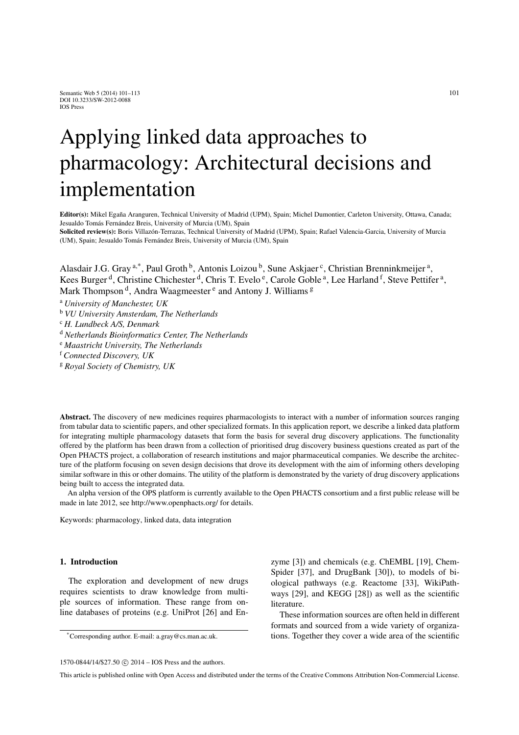# Applying linked data approaches to pharmacology: Architectural decisions and implementation

**Editor(s):** Mikel Egaña Aranguren, Technical University of Madrid (UPM), Spain; Michel Dumontier, Carleton University, Ottawa, Canada; Jesualdo Tomás Fernández Breis, University of Murcia (UM), Spain
**Solicited review(s):** Boris Villazón-Terrazas, Technical University of Madrid (UPM), Spain; Rafael Valencia-Garcia, University of Murcia (UM), Spain; Jesualdo Tomás Fernández Breis, University of Murcia (UM), Spain

Alasdair J.G. Gray [a,*], Paul Groth [b], Antonis Loizou [b], Sune Askjaer [c], Christian Brenninkmeijer [a], Kees Burger [d], Christine Chichester [d], Chris T. Evelo [e], Carole Goble [a], Lee Harland [f], Steve Pettifer [a], Mark Thompson [d], Andra Waagmeester [e] and Antony J. Williams [g]

[a] *University of Manchester, UK*
[b] *VU University Amsterdam, The Netherlands*
[c] *H. Lundbeck A/S, Denmark*
[d] *Netherlands Bioinformatics Center, The Netherlands*
[e] *Maastricht University, The Netherlands*
[f] *Connected Discovery, UK*
[g] *Royal Society of Chemistry, UK*

**Abstract.** The discovery of new medicines requires pharmacologists to interact with a number of information sources ranging from tabular data to scientific papers, and other specialized formats. In this application report, we describe a linked data platform for integrating multiple pharmacology datasets that form the basis for several drug discovery applications. The functionality offered by the platform has been drawn from a collection of prioritised drug discovery business questions created as part of the Open PHACTS project, a collaboration of research institutions and major pharmaceutical companies. We describe the architecture of the platform focusing on seven design decisions that drove its development with the aim of informing others developing similar software in this or other domains. The utility of the platform is demonstrated by the variety of drug discovery applications being built to access the integrated data.

An alpha version of the OPS platform is currently available to the Open PHACTS consortium and a first public release will be made in late 2012, see http://www.openphacts.org/ for details.

Keywords: pharmacology, linked data, data integration

## 1. Introduction

The exploration and development of new drugs requires scientists to draw knowledge from multiple sources of information. These range from online databases of proteins (e.g. UniProt [26] and Enzyme [3]) and chemicals (e.g. ChEMBL [19], ChemSpider [37], and DrugBank [30]), to models of biological pathways (e.g. Reactome [33], WikiPathways [29], and KEGG [28]) as well as the scientific literature.

These information sources are often held in different formats and sourced from a wide variety of organizations. Together they cover a wide area of the scientific

*Corresponding author. E-mail: a.gray@cs.man.ac.uk.

1570-0844/14/$27.50 © 2014 – IOS Press and the authors.

This article is published online with Open Access and distributed under the terms of the Creative Commons Attribution Non-Commercial License.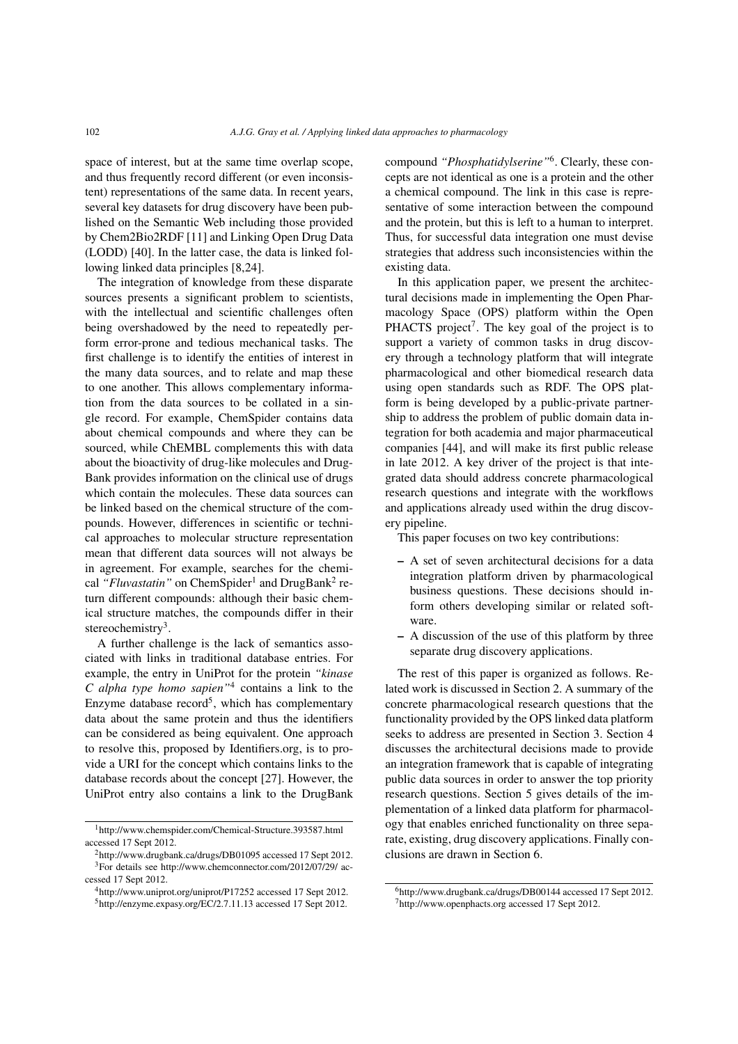space of interest, but at the same time overlap scope, and thus frequently record different (or even inconsistent) representations of the same data. In recent years, several key datasets for drug discovery have been published on the Semantic Web including those provided by Chem2Bio2RDF [11] and Linking Open Drug Data (LODD) [40]. In the latter case, the data is linked following linked data principles [8,24].

The integration of knowledge from these disparate sources presents a significant problem to scientists, with the intellectual and scientific challenges often being overshadowed by the need to repeatedly perform error-prone and tedious mechanical tasks. The first challenge is to identify the entities of interest in the many data sources, and to relate and map these to one another. This allows complementary information from the data sources to be collated in a single record. For example, ChemSpider contains data about chemical compounds and where they can be sourced, while ChEMBL complements this with data about the bioactivity of drug-like molecules and DrugBank provides information on the clinical use of drugs which contain the molecules. These data sources can be linked based on the chemical structure of the compounds. However, differences in scientific or technical approaches to molecular structure representation mean that different data sources will not always be in agreement. For example, searches for the chemical *"Fluvastatin"* on ChemSpider[1] and DrugBank[2] return different compounds: although their basic chemical structure matches, the compounds differ in their stereochemistry[3].

A further challenge is the lack of semantics associated with links in traditional database entries. For example, the entry in UniProt for the protein *"kinase C alpha type homo sapien"*[4] contains a link to the Enzyme database record[5], which has complementary data about the same protein and thus the identifiers can be considered as being equivalent. One approach to resolve this, proposed by Identifiers.org, is to provide a URI for the concept which contains links to the database records about the concept [27]. However, the UniProt entry also contains a link to the DrugBank compound *"Phosphatidylserine"*[6]. Clearly, these concepts are not identical as one is a protein and the other a chemical compound. The link in this case is representative of some interaction between the compound and the protein, but this is left to a human to interpret. Thus, for successful data integration one must devise strategies that address such inconsistencies within the existing data.

In this application paper, we present the architectural decisions made in implementing the Open Pharmacology Space (OPS) platform within the Open PHACTS project[7]. The key goal of the project is to support a variety of common tasks in drug discovery through a technology platform that will integrate pharmacological and other biomedical research data using open standards such as RDF. The OPS platform is being developed by a public-private partnership to address the problem of public domain data integration for both academia and major pharmaceutical companies [44], and will make its first public release in late 2012. A key driver of the project is that integrated data should address concrete pharmacological research questions and integrate with the workflows and applications already used within the drug discovery pipeline.

This paper focuses on two key contributions:

- A set of seven architectural decisions for a data integration platform driven by pharmacological business questions. These decisions should inform others developing similar or related software.
- A discussion of the use of this platform by three separate drug discovery applications.

The rest of this paper is organized as follows. Related work is discussed in Section 2. A summary of the concrete pharmacological research questions that the functionality provided by the OPS linked data platform seeks to address are presented in Section 3. Section 4 discusses the architectural decisions made to provide an integration framework that is capable of integrating public data sources in order to answer the top priority research questions. Section 5 gives details of the implementation of a linked data platform for pharmacology that enables enriched functionality on three separate, existing, drug discovery applications. Finally conclusions are drawn in Section 6.

[1] http://www.chemspider.com/Chemical-Structure.393587.html accessed 17 Sept 2012.

[2] http://www.drugbank.ca/drugs/DB01095 accessed 17 Sept 2012.

[3] For details see http://www.chemconnector.com/2012/07/29/ accessed 17 Sept 2012.

[4] http://www.uniprot.org/uniprot/P17252 accessed 17 Sept 2012.

[5] http://enzyme.expasy.org/EC/2.7.11.13 accessed 17 Sept 2012.

[6] http://www.drugbank.ca/drugs/DB00144 accessed 17 Sept 2012.

[7] http://www.openphacts.org accessed 17 Sept 2012.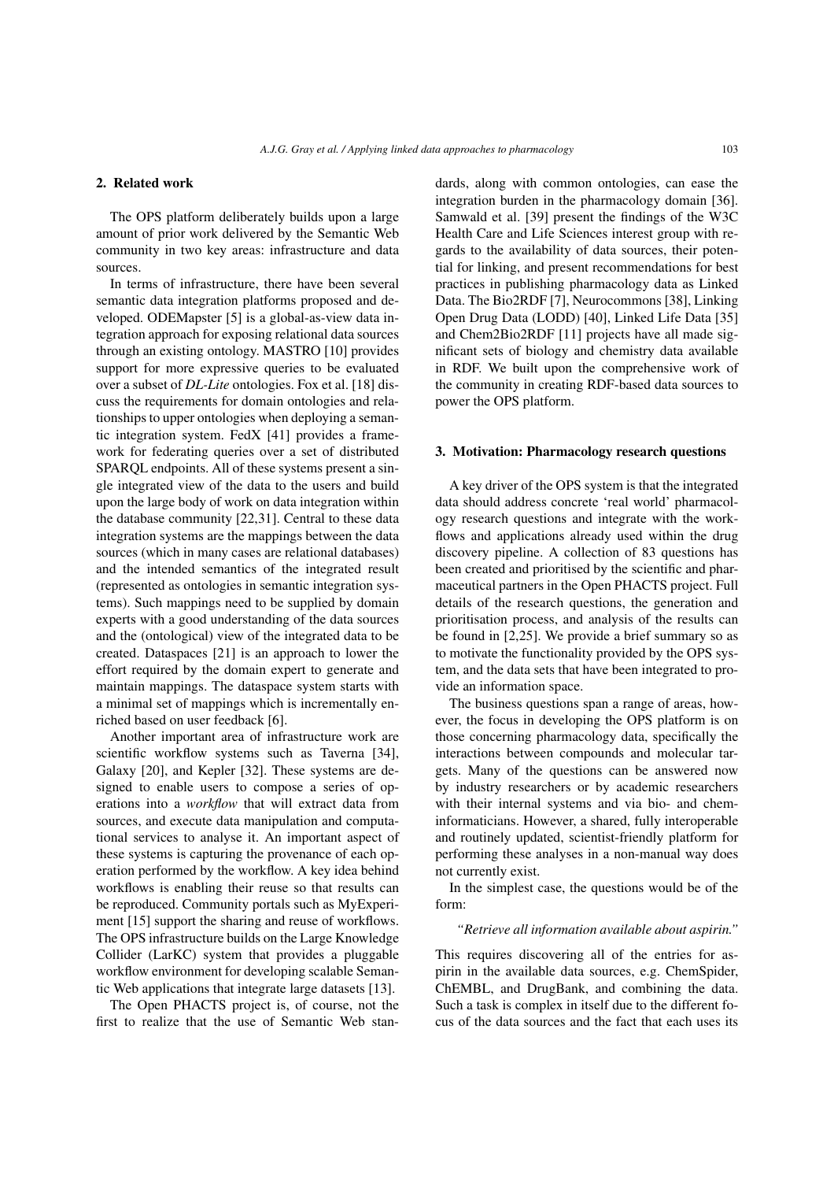## 2. Related work

The OPS platform deliberately builds upon a large amount of prior work delivered by the Semantic Web community in two key areas: infrastructure and data sources.

In terms of infrastructure, there have been several semantic data integration platforms proposed and developed. ODEMapster [5] is a global-as-view data integration approach for exposing relational data sources through an existing ontology. MASTRO [10] provides support for more expressive queries to be evaluated over a subset of *DL-Lite* ontologies. Fox et al. [18] discuss the requirements for domain ontologies and relationships to upper ontologies when deploying a semantic integration system. FedX [41] provides a framework for federating queries over a set of distributed SPARQL endpoints. All of these systems present a single integrated view of the data to the users and build upon the large body of work on data integration within the database community [22,31]. Central to these data integration systems are the mappings between the data sources (which in many cases are relational databases) and the intended semantics of the integrated result (represented as ontologies in semantic integration systems). Such mappings need to be supplied by domain experts with a good understanding of the data sources and the (ontological) view of the integrated data to be created. Dataspaces [21] is an approach to lower the effort required by the domain expert to generate and maintain mappings. The dataspace system starts with a minimal set of mappings which is incrementally enriched based on user feedback [6].

Another important area of infrastructure work are scientific workflow systems such as Taverna [34], Galaxy [20], and Kepler [32]. These systems are designed to enable users to compose a series of operations into a *workflow* that will extract data from sources, and execute data manipulation and computational services to analyse it. An important aspect of these systems is capturing the provenance of each operation performed by the workflow. A key idea behind workflows is enabling their reuse so that results can be reproduced. Community portals such as MyExperiment [15] support the sharing and reuse of workflows. The OPS infrastructure builds on the Large Knowledge Collider (LarKC) system that provides a pluggable workflow environment for developing scalable Semantic Web applications that integrate large datasets [13].

The Open PHACTS project is, of course, not the first to realize that the use of Semantic Web standards, along with common ontologies, can ease the integration burden in the pharmacology domain [36]. Samwald et al. [39] present the findings of the W3C Health Care and Life Sciences interest group with regards to the availability of data sources, their potential for linking, and present recommendations for best practices in publishing pharmacology data as Linked Data. The Bio2RDF [7], Neurocommons [38], Linking Open Drug Data (LODD) [40], Linked Life Data [35] and Chem2Bio2RDF [11] projects have all made significant sets of biology and chemistry data available in RDF. We built upon the comprehensive work of the community in creating RDF-based data sources to power the OPS platform.

## 3. Motivation: Pharmacology research questions

A key driver of the OPS system is that the integrated data should address concrete 'real world' pharmacology research questions and integrate with the workflows and applications already used within the drug discovery pipeline. A collection of 83 questions has been created and prioritised by the scientific and pharmaceutical partners in the Open PHACTS project. Full details of the research questions, the generation and prioritisation process, and analysis of the results can be found in [2,25]. We provide a brief summary so as to motivate the functionality provided by the OPS system, and the data sets that have been integrated to provide an information space.

The business questions span a range of areas, however, the focus in developing the OPS platform is on those concerning pharmacology data, specifically the interactions between compounds and molecular targets. Many of the questions can be answered now by industry researchers or by academic researchers with their internal systems and via bio- and cheminformaticians. However, a shared, fully interoperable and routinely updated, scientist-friendly platform for performing these analyses in a non-manual way does not currently exist.

In the simplest case, the questions would be of the form:

*"Retrieve all information available about aspirin."*

This requires discovering all of the entries for aspirin in the available data sources, e.g. ChemSpider, ChEMBL, and DrugBank, and combining the data. Such a task is complex in itself due to the different focus of the data sources and the fact that each uses its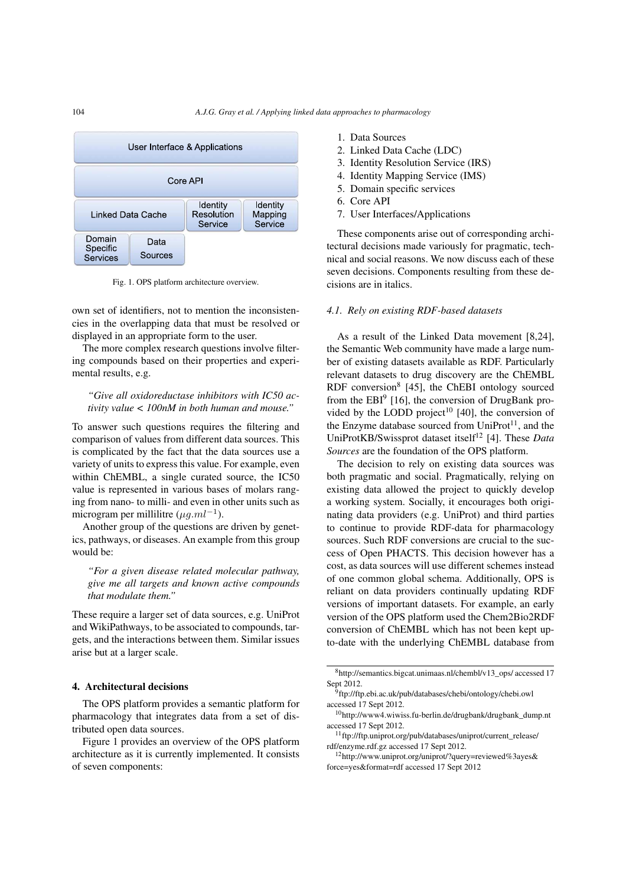Fig. 1. OPS platform architecture overview.

own set of identifiers, not to mention the inconsistencies in the overlapping data that must be resolved or displayed in an appropriate form to the user.

The more complex research questions involve filtering compounds based on their properties and experimental results, e.g.

> *"Give all oxidoreductase inhibitors with IC50 activity value < 100nM in both human and mouse."*

To answer such questions requires the filtering and comparison of values from different data sources. This is complicated by the fact that the data sources use a variety of units to express this value. For example, even within ChEMBL, a single curated source, the IC50 value is represented in various bases of molars ranging from nano- to milli- and even in other units such as microgram per millilitre ($\mu g.ml^{-1}$).

Another group of the questions are driven by genetics, pathways, or diseases. An example from this group would be:

> *"For a given disease related molecular pathway, give me all targets and known active compounds that modulate them."*

These require a larger set of data sources, e.g. UniProt and WikiPathways, to be associated to compounds, targets, and the interactions between them. Similar issues arise but at a larger scale.

## 4. Architectural decisions

The OPS platform provides a semantic platform for pharmacology that integrates data from a set of distributed open data sources.

Figure 1 provides an overview of the OPS platform architecture as it is currently implemented. It consists of seven components:

1. Data Sources
2. Linked Data Cache (LDC)
3. Identity Resolution Service (IRS)
4. Identity Mapping Service (IMS)
5. Domain specific services
6. Core API
7. User Interfaces/Applications

These components arise out of corresponding architectural decisions made variously for pragmatic, technical and social reasons. We now discuss each of these seven decisions. Components resulting from these decisions are in italics.

### 4.1. Rely on existing RDF-based datasets

As a result of the Linked Data movement [8,24], the Semantic Web community have made a large number of existing datasets available as RDF. Particularly relevant datasets to drug discovery are the ChEMBL RDF conversion[8] [45], the ChEBI ontology sourced from the EBI[9] [16], the conversion of DrugBank provided by the LODD project[10] [40], the conversion of the Enzyme database sourced from UniProt[11], and the UniProtKB/Swissprot dataset itself[12] [4]. These *Data Sources* are the foundation of the OPS platform.

The decision to rely on existing data sources was both pragmatic and social. Pragmatically, relying on existing data allowed the project to quickly develop a working system. Socially, it encourages both originating data providers (e.g. UniProt) and third parties to continue to provide RDF-data for pharmacology sources. Such RDF conversions are crucial to the success of Open PHACTS. This decision however has a cost, as data sources will use different schemes instead of one common global schema. Additionally, OPS is reliant on data providers continually updating RDF versions of important datasets. For example, an early version of the OPS platform used the Chem2Bio2RDF conversion of ChEMBL which has not been kept up-to-date with the underlying ChEMBL database from

[8] http://semantics.bigcat.unimaas.nl/chembl/v13_ops/ accessed 17 Sept 2012.

[9] ftp://ftp.ebi.ac.uk/pub/databases/chebi/ontology/chebi.owl accessed 17 Sept 2012.

[10] http://www4.wiwiss.fu-berlin.de/drugbank/drugbank_dump.nt accessed 17 Sept 2012.

[11] ftp://ftp.uniprot.org/pub/databases/uniprot/current_release/rdf/enzyme.rdf.gz accessed 17 Sept 2012.

[12] http://www.uniprot.org/uniprot/?query=reviewed%3ayes&force=yes&format=rdf accessed 17 Sept 2012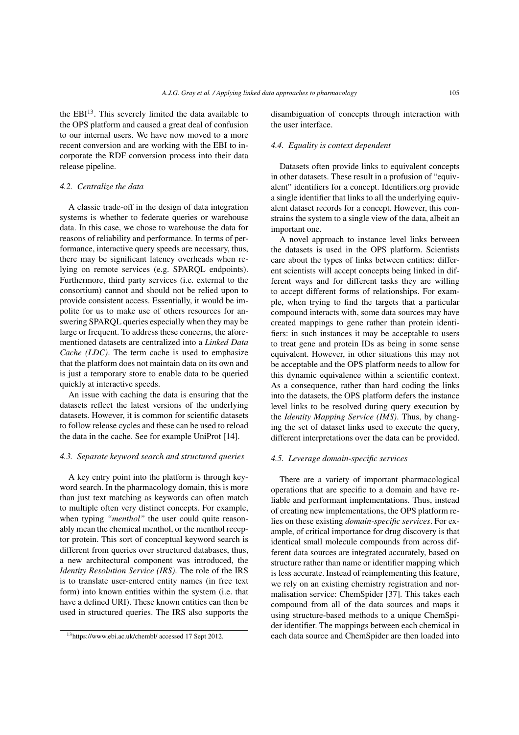the EBI[13]. This severely limited the data available to the OPS platform and caused a great deal of confusion to our internal users. We have now moved to a more recent conversion and are working with the EBI to incorporate the RDF conversion process into their data release pipeline.

### 4.2. Centralize the data

A classic trade-off in the design of data integration systems is whether to federate queries or warehouse data. In this case, we chose to warehouse the data for reasons of reliability and performance. In terms of performance, interactive query speeds are necessary, thus, there may be significant latency overheads when relying on remote services (e.g. SPARQL endpoints). Furthermore, third party services (i.e. external to the consortium) cannot and should not be relied upon to provide consistent access. Essentially, it would be impolite for us to make use of others resources for answering SPARQL queries especially when they may be large or frequent. To address these concerns, the aforementioned datasets are centralized into a *Linked Data Cache (LDC)*. The term cache is used to emphasize that the platform does not maintain data on its own and is just a temporary store to enable data to be queried quickly at interactive speeds.

An issue with caching the data is ensuring that the datasets reflect the latest versions of the underlying datasets. However, it is common for scientific datasets to follow release cycles and these can be used to reload the data in the cache. See for example UniProt [14].

### 4.3. Separate keyword search and structured queries

A key entry point into the platform is through keyword search. In the pharmacology domain, this is more than just text matching as keywords can often match to multiple often very distinct concepts. For example, when typing *"menthol"* the user could quite reasonably mean the chemical menthol, or the menthol receptor protein. This sort of conceptual keyword search is different from queries over structured databases, thus, a new architectural component was introduced, the *Identity Resolution Service (IRS)*. The role of the IRS is to translate user-entered entity names (in free text form) into known entities within the system (i.e. that have a defined URI). These known entities can then be used in structured queries. The IRS also supports the disambiguation of concepts through interaction with the user interface.

### 4.4. Equality is context dependent

Datasets often provide links to equivalent concepts in other datasets. These result in a profusion of "equivalent" identifiers for a concept. Identifiers.org provide a single identifier that links to all the underlying equivalent dataset records for a concept. However, this constrains the system to a single view of the data, albeit an important one.

A novel approach to instance level links between the datasets is used in the OPS platform. Scientists care about the types of links between entities: different scientists will accept concepts being linked in different ways and for different tasks they are willing to accept different forms of relationships. For example, when trying to find the targets that a particular compound interacts with, some data sources may have created mappings to gene rather than protein identifiers: in such instances it may be acceptable to users to treat gene and protein IDs as being in some sense equivalent. However, in other situations this may not be acceptable and the OPS platform needs to allow for this dynamic equivalence within a scientific context. As a consequence, rather than hard coding the links into the datasets, the OPS platform defers the instance level links to be resolved during query execution by the *Identity Mapping Service (IMS)*. Thus, by changing the set of dataset links used to execute the query, different interpretations over the data can be provided.

### 4.5. Leverage domain-specific services

There are a variety of important pharmacological operations that are specific to a domain and have reliable and performant implementations. Thus, instead of creating new implementations, the OPS platform relies on these existing *domain-specific services*. For example, of critical importance for drug discovery is that identical small molecule compounds from across different data sources are integrated accurately, based on structure rather than name or identifier mapping which is less accurate. Instead of reimplementing this feature, we rely on an existing chemistry registration and normalisation service: ChemSpider [37]. This takes each compound from all of the data sources and maps it using structure-based methods to a unique ChemSpider identifier. The mappings between each chemical in each data source and ChemSpider are then loaded into

[13] https://www.ebi.ac.uk/chembl/ accessed 17 Sept 2012.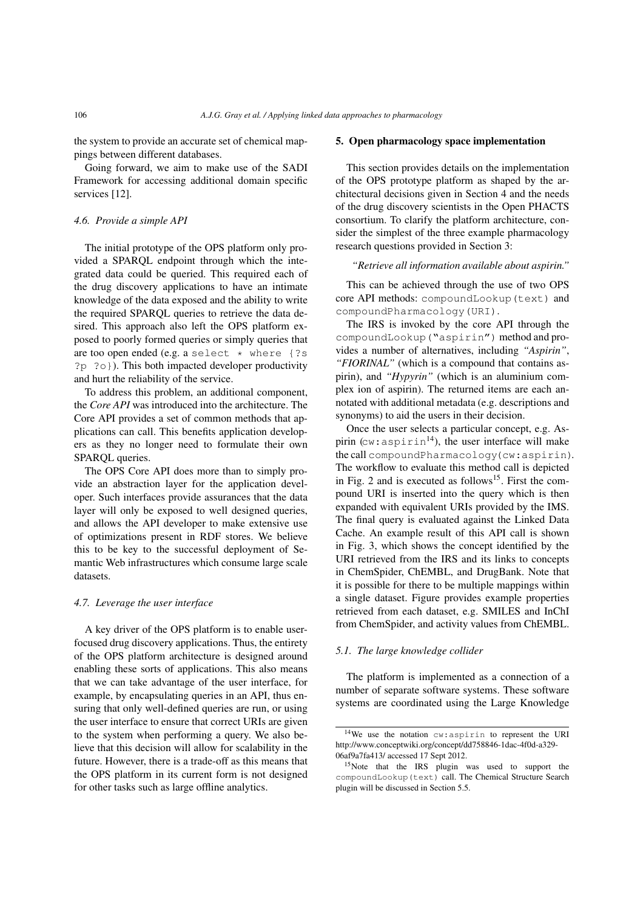the system to provide an accurate set of chemical mappings between different databases.

Going forward, we aim to make use of the SADI Framework for accessing additional domain specific services [12].

### 4.6. Provide a simple API

The initial prototype of the OPS platform only provided a SPARQL endpoint through which the integrated data could be queried. This required each of the drug discovery applications to have an intimate knowledge of the data exposed and the ability to write the required SPARQL queries to retrieve the data desired. This approach also left the OPS platform exposed to poorly formed queries or simply queries that are too open ended (e.g. a `select * where {?s ?p ?o}`). This both impacted developer productivity and hurt the reliability of the service.

To address this problem, an additional component, the *Core API* was introduced into the architecture. The Core API provides a set of common methods that applications can call. This benefits application developers as they no longer need to formulate their own SPARQL queries.

The OPS Core API does more than to simply provide an abstraction layer for the application developer. Such interfaces provide assurances that the data layer will only be exposed to well designed queries, and allows the API developer to make extensive use of optimizations present in RDF stores. We believe this to be key to the successful deployment of Semantic Web infrastructures which consume large scale datasets.

### 4.7. Leverage the user interface

A key driver of the OPS platform is to enable user-focused drug discovery applications. Thus, the entirety of the OPS platform architecture is designed around enabling these sorts of applications. This also means that we can take advantage of the user interface, for example, by encapsulating queries in an API, thus ensuring that only well-defined queries are run, or using the user interface to ensure that correct URIs are given to the system when performing a query. We also believe that this decision will allow for scalability in the future. However, there is a trade-off as this means that the OPS platform in its current form is not designed for other tasks such as large offline analytics.

## 5. Open pharmacology space implementation

This section provides details on the implementation of the OPS prototype platform as shaped by the architectural decisions given in Section 4 and the needs of the drug discovery scientists in the Open PHACTS consortium. To clarify the platform architecture, consider the simplest of the three example pharmacology research questions provided in Section 3:

*"Retrieve all information available about aspirin."*

This can be achieved through the use of two OPS core API methods: `compoundLookup(text)` and `compoundPharmacology(URI)`.

The IRS is invoked by the core API through the `compoundLookup("aspirin")` method and provides a number of alternatives, including *"Aspirin"*, *"FIORINAL"* (which is a compound that contains aspirin), and *"Hypyrin"* (which is an aluminium complex ion of aspirin). The returned items are each annotated with additional metadata (e.g. descriptions and synonyms) to aid the users in their decision.

Once the user selects a particular concept, e.g. Aspirin (`cw:aspirin`[14]), the user interface will make the call `compoundPharmacology(cw:aspirin)`. The workflow to evaluate this method call is depicted in Fig. 2 and is executed as follows[15]. First the compound URI is inserted into the query which is then expanded with equivalent URIs provided by the IMS. The final query is evaluated against the Linked Data Cache. An example result of this API call is shown in Fig. 3, which shows the concept identified by the URI retrieved from the IRS and its links to concepts in ChemSpider, ChEMBL, and DrugBank. Note that it is possible for there to be multiple mappings within a single dataset. Figure provides example properties retrieved from each dataset, e.g. SMILES and InChI from ChemSpider, and activity values from ChEMBL.

### 5.1. The large knowledge collider

The platform is implemented as a connection of a number of separate software systems. These software systems are coordinated using the Large Knowledge

[14]We use the notation `cw:aspirin` to represent the URI http://www.conceptwiki.org/concept/dd758846-1dac-4f0d-a329-06af9a7fa413/ accessed 17 Sept 2012.

[15]Note that the IRS plugin was used to support the `compoundLookup(text)` call. The Chemical Structure Search plugin will be discussed in Section 5.5.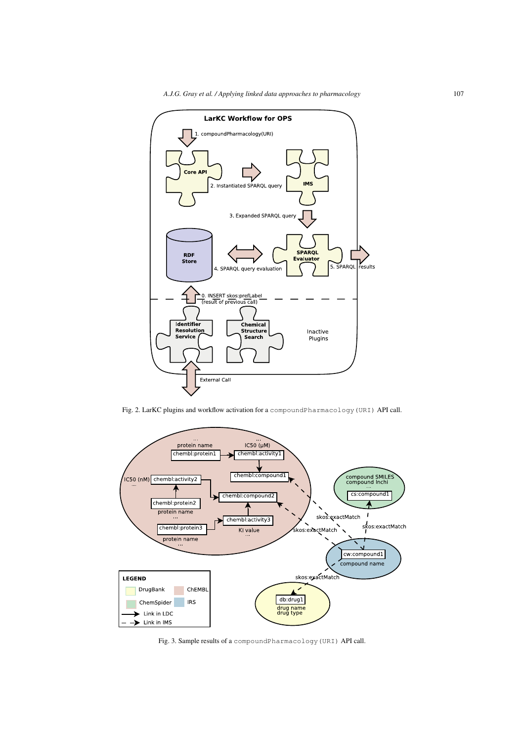Fig. 2. LarKC plugins and workflow activation for a `compoundPharmacology(URI)` API call.

Fig. 3. Sample results of a `compoundPharmacology(URI)` API call.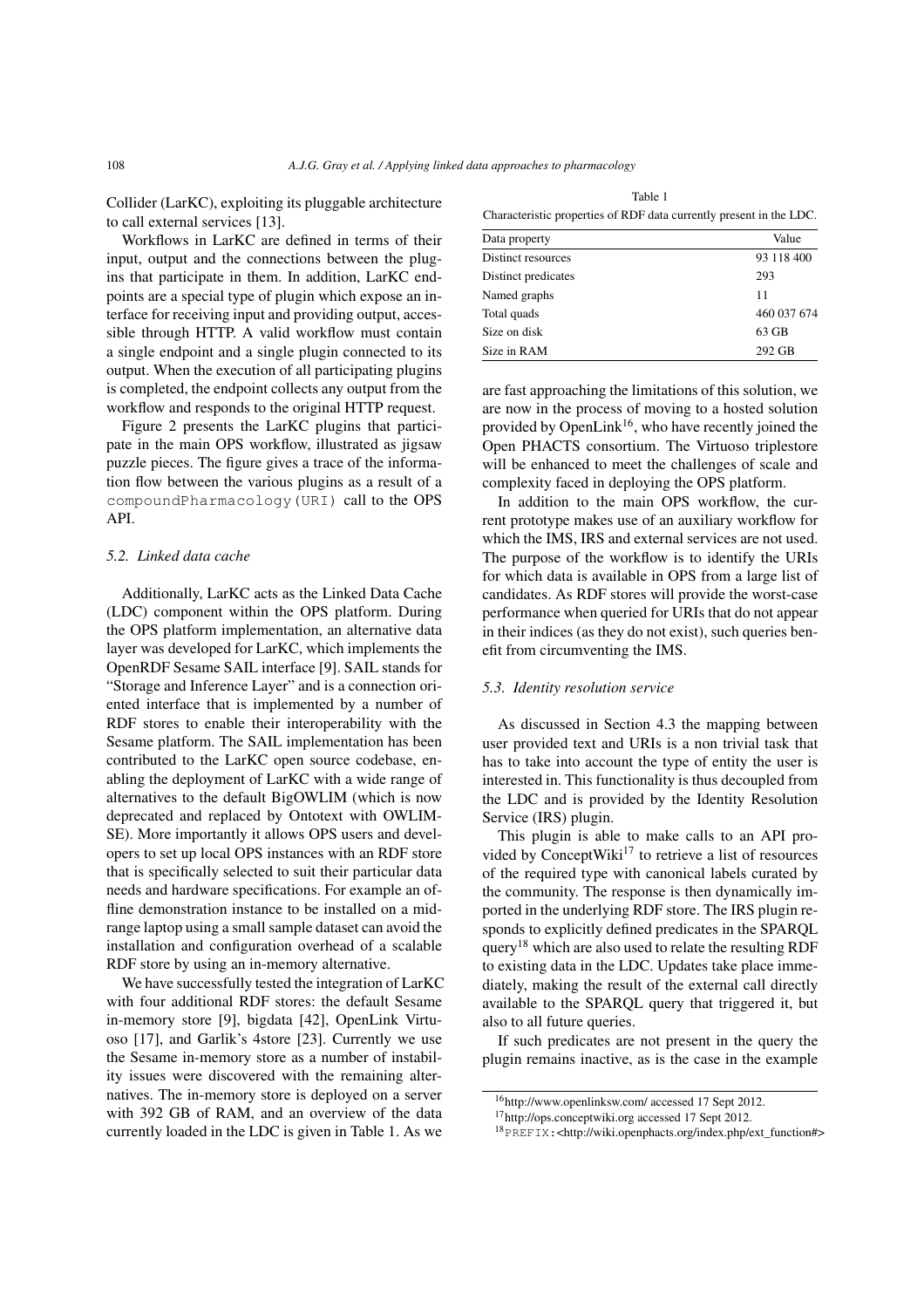Collider (LarKC), exploiting its pluggable architecture to call external services [13].

Workflows in LarKC are defined in terms of their input, output and the connections between the plugins that participate in them. In addition, LarKC endpoints are a special type of plugin which expose an interface for receiving input and providing output, accessible through HTTP. A valid workflow must contain a single endpoint and a single plugin connected to its output. When the execution of all participating plugins is completed, the endpoint collects any output from the workflow and responds to the original HTTP request.

Figure 2 presents the LarKC plugins that participate in the main OPS workflow, illustrated as jigsaw puzzle pieces. The figure gives a trace of the information flow between the various plugins as a result of a `compoundPharmacology(URI)` call to the OPS API.

### 5.2. Linked data cache

Additionally, LarKC acts as the Linked Data Cache (LDC) component within the OPS platform. During the OPS platform implementation, an alternative data layer was developed for LarKC, which implements the OpenRDF Sesame SAIL interface [9]. SAIL stands for "Storage and Inference Layer" and is a connection oriented interface that is implemented by a number of RDF stores to enable their interoperability with the Sesame platform. The SAIL implementation has been contributed to the LarKC open source codebase, enabling the deployment of LarKC with a wide range of alternatives to the default BigOWLIM (which is now deprecated and replaced by Ontotext with OWLIM-SE). More importantly it allows OPS users and developers to set up local OPS instances with an RDF store that is specifically selected to suit their particular data needs and hardware specifications. For example an offline demonstration instance to be installed on a midrange laptop using a small sample dataset can avoid the installation and configuration overhead of a scalable RDF store by using an in-memory alternative.

We have successfully tested the integration of LarKC with four additional RDF stores: the default Sesame in-memory store [9], bigdata [42], OpenLink Virtuoso [17], and Garlik's 4store [23]. Currently we use the Sesame in-memory store as a number of instability issues were discovered with the remaining alternatives. The in-memory store is deployed on a server with 392 GB of RAM, and an overview of the data currently loaded in the LDC is given in Table 1. As we are fast approaching the limitations of this solution, we are now in the process of moving to a hosted solution provided by OpenLink[16], who have recently joined the Open PHACTS consortium. The Virtuoso triplestore will be enhanced to meet the challenges of scale and complexity faced in deploying the OPS platform.

Table 1

Characteristic properties of RDF data currently present in the LDC.

| Data property | Value |
|---|---|
| Distinct resources | 93 118 400 |
| Distinct predicates | 293 |
| Named graphs | 11 |
| Total quads | 460 037 674 |
| Size on disk | 63 GB |
| Size in RAM | 292 GB |

In addition to the main OPS workflow, the current prototype makes use of an auxiliary workflow for which the IMS, IRS and external services are not used. The purpose of the workflow is to identify the URIs for which data is available in OPS from a large list of candidates. As RDF stores will provide the worst-case performance when queried for URIs that do not appear in their indices (as they do not exist), such queries benefit from circumventing the IMS.

### 5.3. Identity resolution service

As discussed in Section 4.3 the mapping between user provided text and URIs is a non trivial task that has to take into account the type of entity the user is interested in. This functionality is thus decoupled from the LDC and is provided by the Identity Resolution Service (IRS) plugin.

This plugin is able to make calls to an API provided by ConceptWiki[17] to retrieve a list of resources of the required type with canonical labels curated by the community. The response is then dynamically imported in the underlying RDF store. The IRS plugin responds to explicitly defined predicates in the SPARQL query[18] which are also used to relate the resulting RDF to existing data in the LDC. Updates take place immediately, making the result of the external call directly available to the SPARQL query that triggered it, but also to all future queries.

If such predicates are not present in the query the plugin remains inactive, as is the case in the example

[16] http://www.openlinksw.com/ accessed 17 Sept 2012.

[17] http://ops.conceptwiki.org accessed 17 Sept 2012.

[18] `PREFIX`:<http://wiki.openphacts.org/index.php/ext_function#>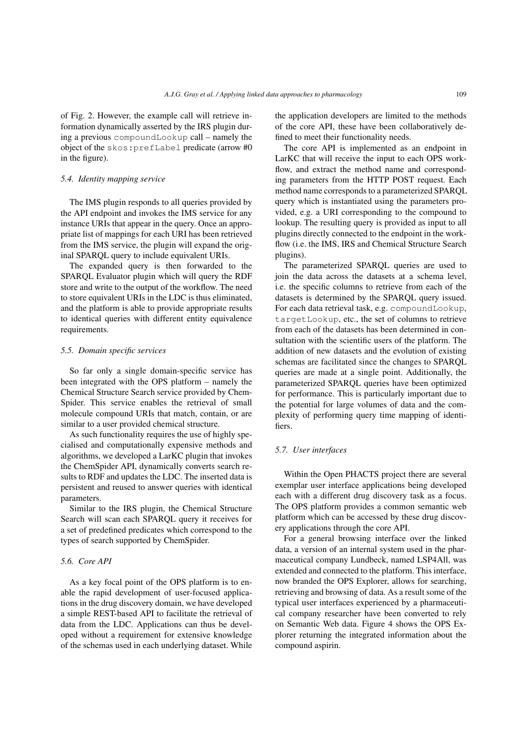of Fig. 2. However, the example call will retrieve information dynamically asserted by the IRS plugin during a previous `compoundLookup` call – namely the object of the `skos:prefLabel` predicate (arrow #0 in the figure).

### 5.4. Identity mapping service

The IMS plugin responds to all queries provided by the API endpoint and invokes the IMS service for any instance URIs that appear in the query. Once an appropriate list of mappings for each URI has been retrieved from the IMS service, the plugin will expand the original SPARQL query to include equivalent URIs.

The expanded query is then forwarded to the SPARQL Evaluator plugin which will query the RDF store and write to the output of the workflow. The need to store equivalent URIs in the LDC is thus eliminated, and the platform is able to provide appropriate results to identical queries with different entity equivalence requirements.

### 5.5. Domain specific services

So far only a single domain-specific service has been integrated with the OPS platform – namely the Chemical Structure Search service provided by ChemSpider. This service enables the retrieval of small molecule compound URIs that match, contain, or are similar to a user provided chemical structure.

As such functionality requires the use of highly specialised and computationally expensive methods and algorithms, we developed a LarKC plugin that invokes the ChemSpider API, dynamically converts search results to RDF and updates the LDC. The inserted data is persistent and reused to answer queries with identical parameters.

Similar to the IRS plugin, the Chemical Structure Search will scan each SPARQL query it receives for a set of predefined predicates which correspond to the types of search supported by ChemSpider.

### 5.6. Core API

As a key focal point of the OPS platform is to enable the rapid development of user-focused applications in the drug discovery domain, we have developed a simple REST-based API to facilitate the retrieval of data from the LDC. Applications can thus be developed without a requirement for extensive knowledge of the schemas used in each underlying dataset. While the application developers are limited to the methods of the core API, these have been collaboratively defined to meet their functionality needs.

The core API is implemented as an endpoint in LarKC that will receive the input to each OPS workflow, and extract the method name and corresponding parameters from the HTTP POST request. Each method name corresponds to a parameterized SPARQL query which is instantiated using the parameters provided, e.g. a URI corresponding to the compound to lookup. The resulting query is provided as input to all plugins directly connected to the endpoint in the workflow (i.e. the IMS, IRS and Chemical Structure Search plugins).

The parameterized SPARQL queries are used to join the data across the datasets at a schema level, i.e. the specific columns to retrieve from each of the datasets is determined by the SPARQL query issued. For each data retrieval task, e.g. `compoundLookup`, `targetLookup`, etc., the set of columns to retrieve from each of the datasets has been determined in consultation with the scientific users of the platform. The addition of new datasets and the evolution of existing schemas are facilitated since the changes to SPARQL queries are made at a single point. Additionally, the parameterized SPARQL queries have been optimized for performance. This is particularly important due to the potential for large volumes of data and the complexity of performing query time mapping of identifiers.

### 5.7. User interfaces

Within the Open PHACTS project there are several exemplar user interface applications being developed each with a different drug discovery task as a focus. The OPS platform provides a common semantic web platform which can be accessed by these drug discovery applications through the core API.

For a general browsing interface over the linked data, a version of an internal system used in the pharmaceutical company Lundbeck, named LSP4All, was extended and connected to the platform. This interface, now branded the OPS Explorer, allows for searching, retrieving and browsing of data. As a result some of the typical user interfaces experienced by a pharmaceutical company researcher have been converted to rely on Semantic Web data. Figure 4 shows the OPS Explorer returning the integrated information about the compound aspirin.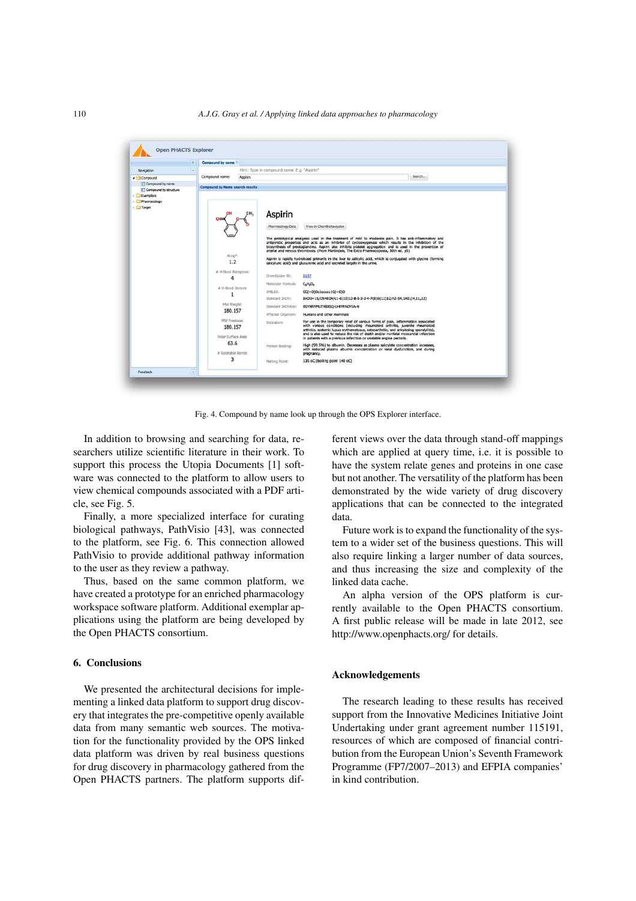Fig. 4. Compound by name look up through the OPS Explorer interface.

In addition to browsing and searching for data, researchers utilize scientific literature in their work. To support this process the Utopia Documents [1] software was connected to the platform to allow users to view chemical compounds associated with a PDF article, see Fig. 5.

Finally, a more specialized interface for curating biological pathways, PathVisio [43], was connected to the platform, see Fig. 6. This connection allowed PathVisio to provide additional pathway information to the user as they review a pathway.

Thus, based on the same common platform, we have created a prototype for an enriched pharmacology workspace software platform. Additional exemplar applications using the platform are being developed by the Open PHACTS consortium.

## 6. Conclusions

We presented the architectural decisions for implementing a linked data platform to support drug discovery that integrates the pre-competitive openly available data from many semantic web sources. The motivation for the functionality provided by the OPS linked data platform was driven by real business questions for drug discovery in pharmacology gathered from the Open PHACTS partners. The platform supports different views over the data through stand-off mappings which are applied at query time, i.e. it is possible to have the system relate genes and proteins in one case but not another. The versatility of the platform has been demonstrated by the wide variety of drug discovery applications that can be connected to the integrated data.

Future work is to expand the functionality of the system to a wider set of the business questions. This will also require linking a larger number of data sources, and thus increasing the size and complexity of the linked data cache.

An alpha version of the OPS platform is currently available to the Open PHACTS consortium. A first public release will be made in late 2012, see http://www.openphacts.org/ for details.

## Acknowledgements

The research leading to these results has received support from the Innovative Medicines Initiative Joint Undertaking under grant agreement number 115191, resources of which are composed of financial contribution from the European Union's Seventh Framework Programme (FP7/2007–2013) and EFPIA companies' in kind contribution.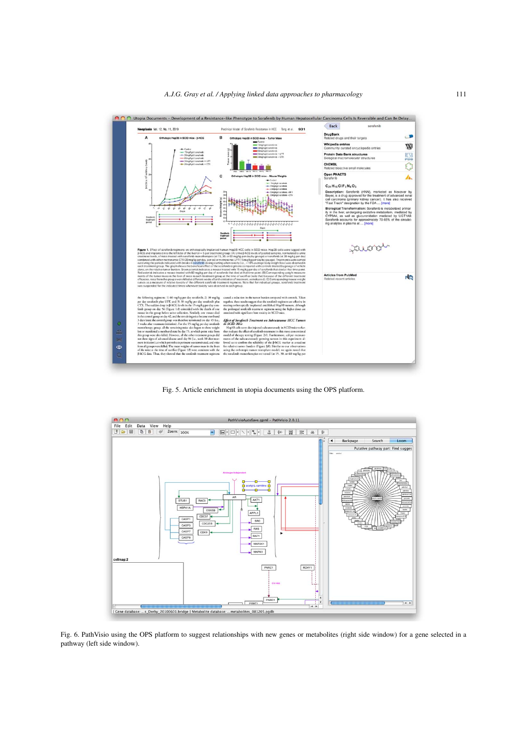Fig. 5. Article enrichment in utopia documents using the OPS platform.

Fig. 6. PathVisio using the OPS platform to suggest relationships with new genes or metabolites (right side window) for a gene selected in a pathway (left side window).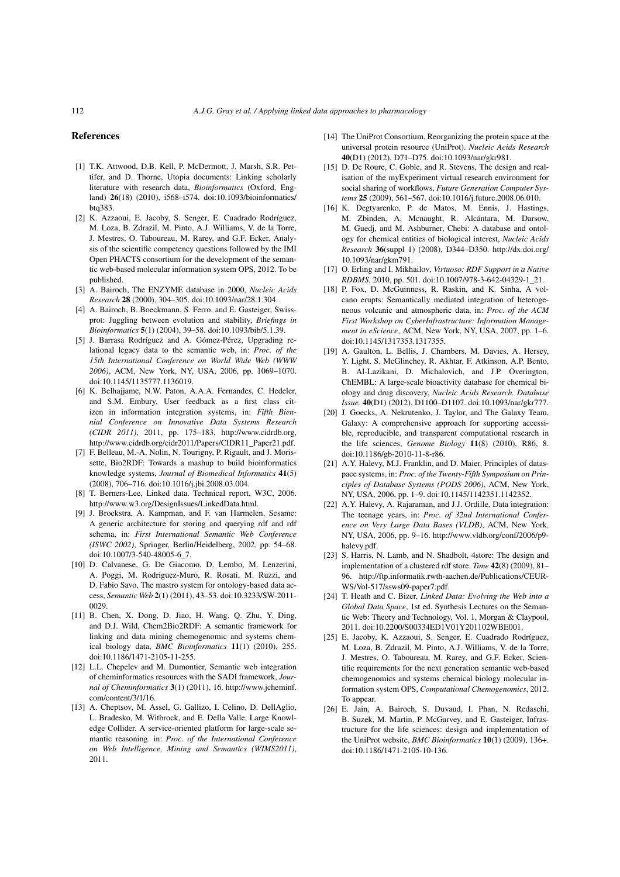## References

[1] T.K. Attwood, D.B. Kell, P. McDermott, J. Marsh, S.R. Pettifer, and D. Thorne, Utopia documents: Linking scholarly literature with research data, *Bioinformatics* (Oxford, England) **26**(18) (2010), i568–i574. doi:10.1093/bioinformatics/btq383.

[2] K. Azzaoui, E. Jacoby, S. Senger, E. Cuadrado Rodríguez, M. Loza, B. Zdrazil, M. Pinto, A.J. Williams, V. de la Torre, J. Mestres, O. Taboureau, M. Rarey, and G.F. Ecker, Analysis of the scientific competency questions followed by the IMI Open PHACTS consortium for the development of the semantic web-based molecular information system OPS, 2012. To be published.

[3] A. Bairoch, The ENZYME database in 2000, *Nucleic Acids Research* **28** (2000), 304–305. doi:10.1093/nar/28.1.304.

[4] A. Bairoch, B. Boeckmann, S. Ferro, and E. Gasteiger, Swiss-prot: Juggling between evolution and stability, *Briefings in Bioinformatics* **5**(1) (2004), 39–58. doi:10.1093/bib/5.1.39.

[5] J. Barrasa Rodríguez and A. Gómez-Pérez, Upgrading relational legacy data to the semantic web, in: *Proc. of the 15th International Conference on World Wide Web (WWW 2006)*, ACM, New York, NY, USA, 2006, pp. 1069–1070. doi:10.1145/1135777.1136019.

[6] K. Belhajjame, N.W. Paton, A.A.A. Fernandes, C. Hedeler, and S.M. Embury, User feedback as a first class citizen in information integration systems, in: *Fifth Biennial Conference on Innovative Data Systems Research (CIDR 2011)*, 2011, pp. 175–183, http://www.cidrdb.org, http://www.cidrdb.org/cidr2011/Papers/CIDR11_Paper21.pdf.

[7] F. Belleau, M.-A. Nolin, N. Tourigny, P. Rigault, and J. Morissette, Bio2RDF: Towards a mashup to build bioinformatics knowledge systems, *Journal of Biomedical Informatics* **41**(5) (2008), 706–716. doi:10.1016/j.jbi.2008.03.004.

[8] T. Berners-Lee, Linked data. Technical report, W3C, 2006. http://www.w3.org/DesignIssues/LinkedData.html.

[9] J. Broekstra, A. Kampman, and F. van Harmelen, Sesame: A generic architecture for storing and querying rdf and rdf schema, in: *First International Semantic Web Conference (ISWC 2002)*, Springer, Berlin/Heidelberg, 2002, pp. 54–68. doi:10.1007/3-540-48005-6_7.

[10] D. Calvanese, G. De Giacomo, D. Lembo, M. Lenzerini, A. Poggi, M. Rodriguez-Muro, R. Rosati, M. Ruzzi, and D. Fabio Savo, The mastro system for ontology-based data access, *Semantic Web* **2**(1) (2011), 43–53. doi:10.3233/SW-2011-0029.

[11] B. Chen, X. Dong, D. Jiao, H. Wang, Q. Zhu, Y. Ding, and D.J. Wild, Chem2Bio2RDF: A semantic framework for linking and data mining chemogenomic and systems chemical biology data, *BMC Bioinformatics* **11**(1) (2010), 255. doi:10.1186/1471-2105-11-255.

[12] L.L. Chepelev and M. Dumontier, Semantic web integration of cheminformatics resources with the SADI framework, *Journal of Cheminformatics* **3**(1) (2011), 16. http://www.jcheminf.com/content/3/1/16.

[13] A. Cheptsov, M. Assel, G. Gallizo, I. Celino, D. DellAglio, L. Bradesko, M. Witbrock, and E. Della Valle, Large Knowledge Collider. A service-oriented platform for large-scale semantic reasoning. in: *Proc. of the International Conference on Web Intelligence, Mining and Semantics (WIMS2011)*, 2011.

[14] The UniProt Consortium, Reorganizing the protein space at the universal protein resource (UniProt). *Nucleic Acids Research* **40**(D1) (2012), D71–D75. doi:10.1093/nar/gkr981.

[15] D. De Roure, C. Goble, and R. Stevens, The design and realisation of the myExperiment virtual research environment for social sharing of workflows, *Future Generation Computer Systems* **25** (2009), 561–567. doi:10.1016/j.future.2008.06.010.

[16] K. Degtyarenko, P. de Matos, M. Ennis, J. Hastings, M. Zbinden, A. Mcnaught, R. Alcántara, M. Darsow, M. Guedj, and M. Ashburner, Chebi: A database and ontology for chemical entities of biological interest, *Nucleic Acids Research* **36**(suppl 1) (2008), D344–D350. http://dx.doi.org/10.1093/nar/gkm791.

[17] O. Erling and I. Mikhailov, *Virtuoso: RDF Support in a Native RDBMS*, 2010, pp. 501. doi:10.1007/978-3-642-04329-1_21.

[18] P. Fox, D. McGuinness, R. Raskin, and K. Sinha, A volcano erupts: Semantically mediated integration of heterogeneous volcanic and atmospheric data, in: *Proc. of the ACM First Workshop on CyberInfrastructure: Information Management in eScience*, ACM, New York, NY, USA, 2007, pp. 1–6. doi:10.1145/1317353.1317355.

[19] A. Gaulton, L. Bellis, J. Chambers, M. Davies, A. Hersey, Y. Light, S. McGlinchey, R. Akhtar, F. Atkinson, A.P. Bento, B. Al-Lazikani, D. Michalovich, and J.P. Overington, ChEMBL: A large-scale bioactivity database for chemical biology and drug discovery, *Nucleic Acids Research. Database Issue.* **40**(D1) (2012), D1100–D1107. doi:10.1093/nar/gkr777.

[20] J. Goecks, A. Nekrutenko, J. Taylor, and The Galaxy Team, Galaxy: A comprehensive approach for supporting accessible, reproducible, and transparent computational research in the life sciences, *Genome Biology* **11**(8) (2010), R86, 8. doi:10.1186/gb-2010-11-8-r86.

[21] A.Y. Halevy, M.J. Franklin, and D. Maier, Principles of dataspace systems, in: *Proc. of the Twenty-Fifth Symposium on Principles of Database Systems (PODS 2006)*, ACM, New York, NY, USA, 2006, pp. 1–9. doi:10.1145/1142351.1142352.

[22] A.Y. Halevy, A. Rajaraman, and J.J. Ordille, Data integration: The teenage years, in: *Proc. of 32nd International Conference on Very Large Data Bases (VLDB)*, ACM, New York, NY, USA, 2006, pp. 9–16. http://www.vldb.org/conf/2006/p9-halevy.pdf.

[23] S. Harris, N. Lamb, and N. Shadbolt, 4store: The design and implementation of a clustered rdf store. *Time* **42**(8) (2009), 81–96. http://ftp.informatik.rwth-aachen.de/Publications/CEUR-WS/Vol-517/ssws09-paper7.pdf.

[24] T. Heath and C. Bizer, *Linked Data: Evolving the Web into a Global Data Space*, 1st ed. Synthesis Lectures on the Semantic Web: Theory and Technology, Vol. 1, Morgan & Claypool, 2011. doi:10.2200/S00334ED1V01Y201102WBE001.

[25] E. Jacoby, K. Azzaoui, S. Senger, E. Cuadrado Rodríguez, M. Loza, B. Zdrazil, M. Pinto, A.J. Williams, V. de la Torre, J. Mestres, O. Taboureau, M. Rarey, and G.F. Ecker, Scientific requirements for the next generation semantic web-based chemogenomics and systems chemical biology molecular information system OPS, *Computational Chemogenomics*, 2012. To appear.

[26] E. Jain, A. Bairoch, S. Duvaud, I. Phan, N. Redaschi, B. Suzek, M. Martin, P. McGarvey, and E. Gasteiger, Infrastructure for the life sciences: design and implementation of the UniProt website, *BMC Bioinformatics* **10**(1) (2009), 136+. doi:10.1186/1471-2105-10-136.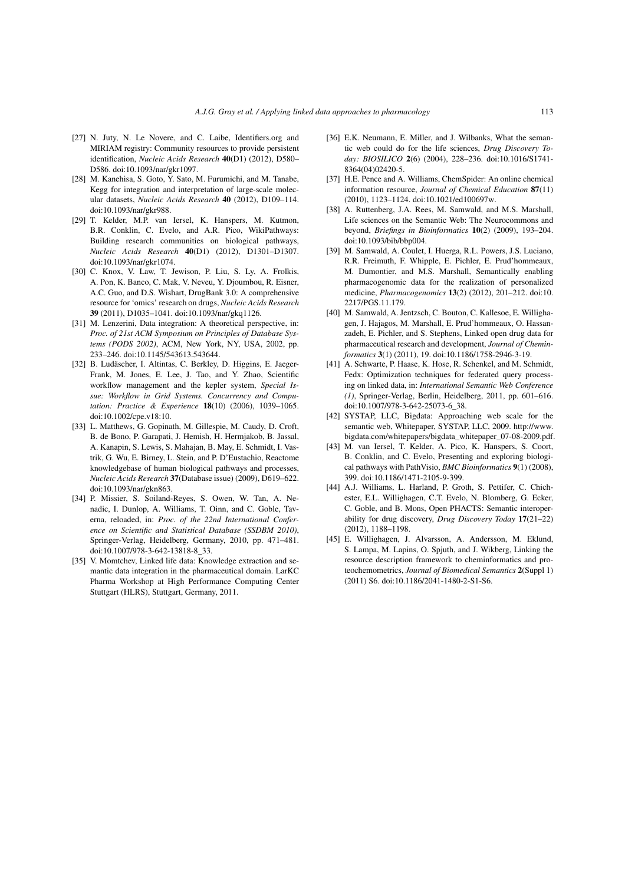[27] N. Juty, N. Le Novere, and C. Laibe, Identifiers.org and MIRIAM registry: Community resources to provide persistent identification, *Nucleic Acids Research* **40**(D1) (2012), D580–D586. doi:10.1093/nar/gkr1097.

[28] M. Kanehisa, S. Goto, Y. Sato, M. Furumichi, and M. Tanabe, Kegg for integration and interpretation of large-scale molecular datasets, *Nucleic Acids Research* **40** (2012), D109–114. doi:10.1093/nar/gkr988.

[29] T. Kelder, M.P. van Iersel, K. Hanspers, M. Kutmon, B.R. Conklin, C. Evelo, and A.R. Pico, WikiPathways: Building research communities on biological pathways, *Nucleic Acids Research* **40**(D1) (2012), D1301–D1307. doi:10.1093/nar/gkr1074.

[30] C. Knox, V. Law, T. Jewison, P. Liu, S. Ly, A. Frolkis, A. Pon, K. Banco, C. Mak, V. Neveu, Y. Djoumbou, R. Eisner, A.C. Guo, and D.S. Wishart, DrugBank 3.0: A comprehensive resource for 'omics' research on drugs, *Nucleic Acids Research* **39** (2011), D1035–1041. doi:10.1093/nar/gkq1126.

[31] M. Lenzerini, Data integration: A theoretical perspective, in: *Proc. of 21st ACM Symposium on Principles of Database Systems (PODS 2002)*, ACM, New York, NY, USA, 2002, pp. 233–246. doi:10.1145/543613.543644.

[32] B. Ludäscher, I. Altintas, C. Berkley, D. Higgins, E. Jaeger-Frank, M. Jones, E. Lee, J. Tao, and Y. Zhao, Scientific workflow management and the kepler system, *Special Issue: Workflow in Grid Systems. Concurrency and Computation: Practice & Experience* **18**(10) (2006), 1039–1065. doi:10.1002/cpe.v18:10.

[33] L. Matthews, G. Gopinath, M. Gillespie, M. Caudy, D. Croft, B. de Bono, P. Garapati, J. Hemish, H. Hermjakob, B. Jassal, A. Kanapin, S. Lewis, S. Mahajan, B. May, E. Schmidt, I. Vastrik, G. Wu, E. Birney, L. Stein, and P. D'Eustachio, Reactome knowledgebase of human biological pathways and processes, *Nucleic Acids Research* **37**(Database issue) (2009), D619–622. doi:10.1093/nar/gkn863.

[34] P. Missier, S. Soiland-Reyes, S. Owen, W. Tan, A. Nenadic, I. Dunlop, A. Williams, T. Oinn, and C. Goble, Taverna, reloaded, in: *Proc. of the 22nd International Conference on Scientific and Statistical Database (SSDBM 2010)*, Springer-Verlag, Heidelberg, Germany, 2010, pp. 471–481. doi:10.1007/978-3-642-13818-8_33.

[35] V. Momtchev, Linked life data: Knowledge extraction and semantic data integration in the pharmaceutical domain. LarKC Pharma Workshop at High Performance Computing Center Stuttgart (HLRS), Stuttgart, Germany, 2011.

[36] E.K. Neumann, E. Miller, and J. Wilbanks, What the semantic web could do for the life sciences, *Drug Discovery Today: BIOSILICO* **2**(6) (2004), 228–236. doi:10.1016/S1741-8364(04)02420-5.

[37] H.E. Pence and A. Williams, ChemSpider: An online chemical information resource, *Journal of Chemical Education* **87**(11) (2010), 1123–1124. doi:10.1021/ed100697w.

[38] A. Ruttenberg, J.A. Rees, M. Samwald, and M.S. Marshall, Life sciences on the Semantic Web: The Neurocommons and beyond, *Briefings in Bioinformatics* **10**(2) (2009), 193–204. doi:10.1093/bib/bbp004.

[39] M. Samwald, A. Coulet, I. Huerga, R.L. Powers, J.S. Luciano, R.R. Freimuth, F. Whipple, E. Pichler, E. Prud'hommeaux, M. Dumontier, and M.S. Marshall, Semantically enabling pharmacogenomic data for the realization of personalized medicine, *Pharmacogenomics* **13**(2) (2012), 201–212. doi:10.2217/PGS.11.179.

[40] M. Samwald, A. Jentzsch, C. Bouton, C. Kallesoe, E. Willighagen, J. Hajagos, M. Marshall, E. Prud'hommeaux, O. Hassanzadeh, E. Pichler, and S. Stephens, Linked open drug data for pharmaceutical research and development, *Journal of Cheminformatics* **3**(1) (2011), 19. doi:10.1186/1758-2946-3-19.

[41] A. Schwarte, P. Haase, K. Hose, R. Schenkel, and M. Schmidt, Fedx: Optimization techniques for federated query processing on linked data, in: *International Semantic Web Conference (1)*, Springer-Verlag, Berlin, Heidelberg, 2011, pp. 601–616. doi:10.1007/978-3-642-25073-6_38.

[42] SYSTAP, LLC, Bigdata: Approaching web scale for the semantic web, Whitepaper, SYSTAP, LLC, 2009. http://www.bigdata.com/whitepapers/bigdata_whitepaper_07-08-2009.pdf.

[43] M. van Iersel, T. Kelder, A. Pico, K. Hanspers, S. Coort, B. Conklin, and C. Evelo, Presenting and exploring biological pathways with PathVisio, *BMC Bioinformatics* **9**(1) (2008), 399. doi:10.1186/1471-2105-9-399.

[44] A.J. Williams, L. Harland, P. Groth, S. Pettifer, C. Chichester, E.L. Willighagen, C.T. Evelo, N. Blomberg, G. Ecker, C. Goble, and B. Mons, Open PHACTS: Semantic interoperability for drug discovery, *Drug Discovery Today* **17**(21–22) (2012), 1188–1198.

[45] E. Willighagen, J. Alvarsson, A. Andersson, M. Eklund, S. Lampa, M. Lapins, O. Spjuth, and J. Wikberg, Linking the resource description framework to cheminformatics and proteochemometrics, *Journal of Biomedical Semantics* **2**(Suppl 1) (2011) S6. doi:10.1186/2041-1480-2-S1-S6.